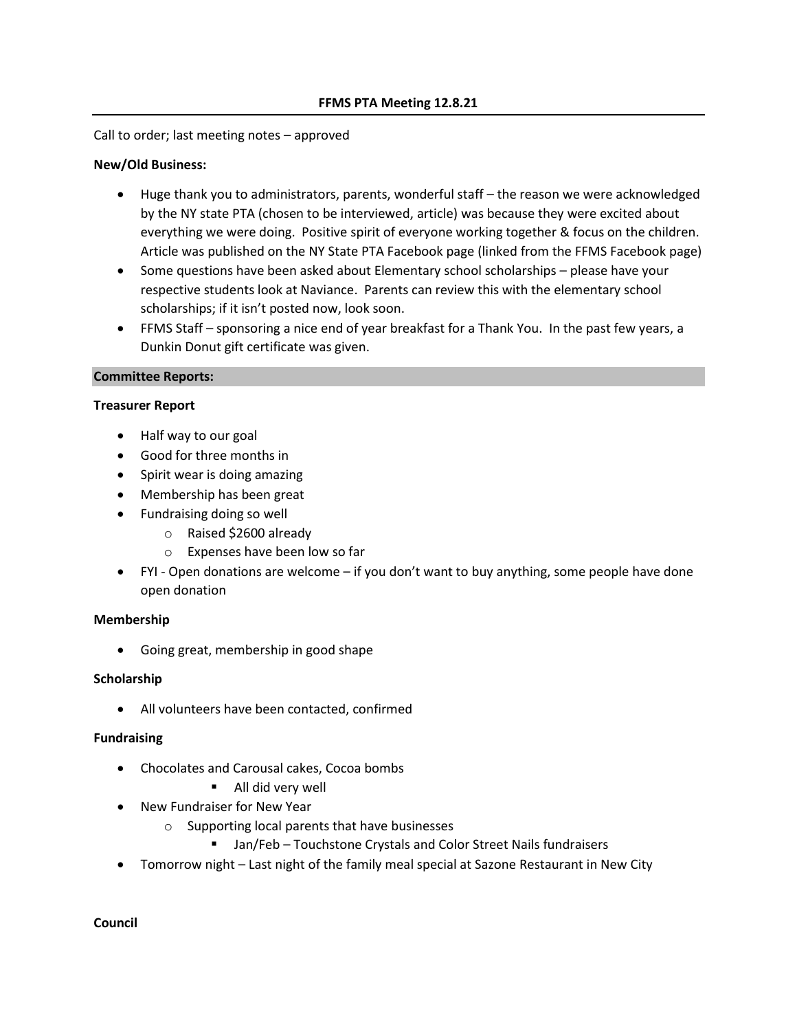# FFMS PTA Meeting 12.8.21

Call to order; last meeting notes – approved

**New/Old Business:**

- Huge thank you to administrators, parents, wonderful staff – the reason we were acknowledged by the NY state PTA (chosen to be interviewed, article) was because they were excited about everything we were doing. Positive spirit of everyone working together & focus on the children. Article was published on the NY State PTA Facebook page (linked from the FFMS Facebook page)
- Some questions have been asked about Elementary school scholarships – please have your respective students look at Naviance. Parents can review this with the elementary school scholarships; if it isn't posted now, look soon.
- FFMS Staff – sponsoring a nice end of year breakfast for a Thank You. In the past few years, a Dunkin Donut gift certificate was given.

## Committee Reports:

**Treasurer Report**

- Half way to our goal
- Good for three months in
- Spirit wear is doing amazing
- Membership has been great
- Fundraising doing so well
  - Raised $2600 already
  - Expenses have been low so far
- FYI - Open donations are welcome – if you don't want to buy anything, some people have done open donation

**Membership**

- Going great, membership in good shape

**Scholarship**

- All volunteers have been contacted, confirmed

**Fundraising**

- Chocolates and Carousal cakes, Cocoa bombs
  - All did very well
- New Fundraiser for New Year
  - Supporting local parents that have businesses
    - Jan/Feb – Touchstone Crystals and Color Street Nails fundraisers
- Tomorrow night – Last night of the family meal special at Sazone Restaurant in New City

**Council**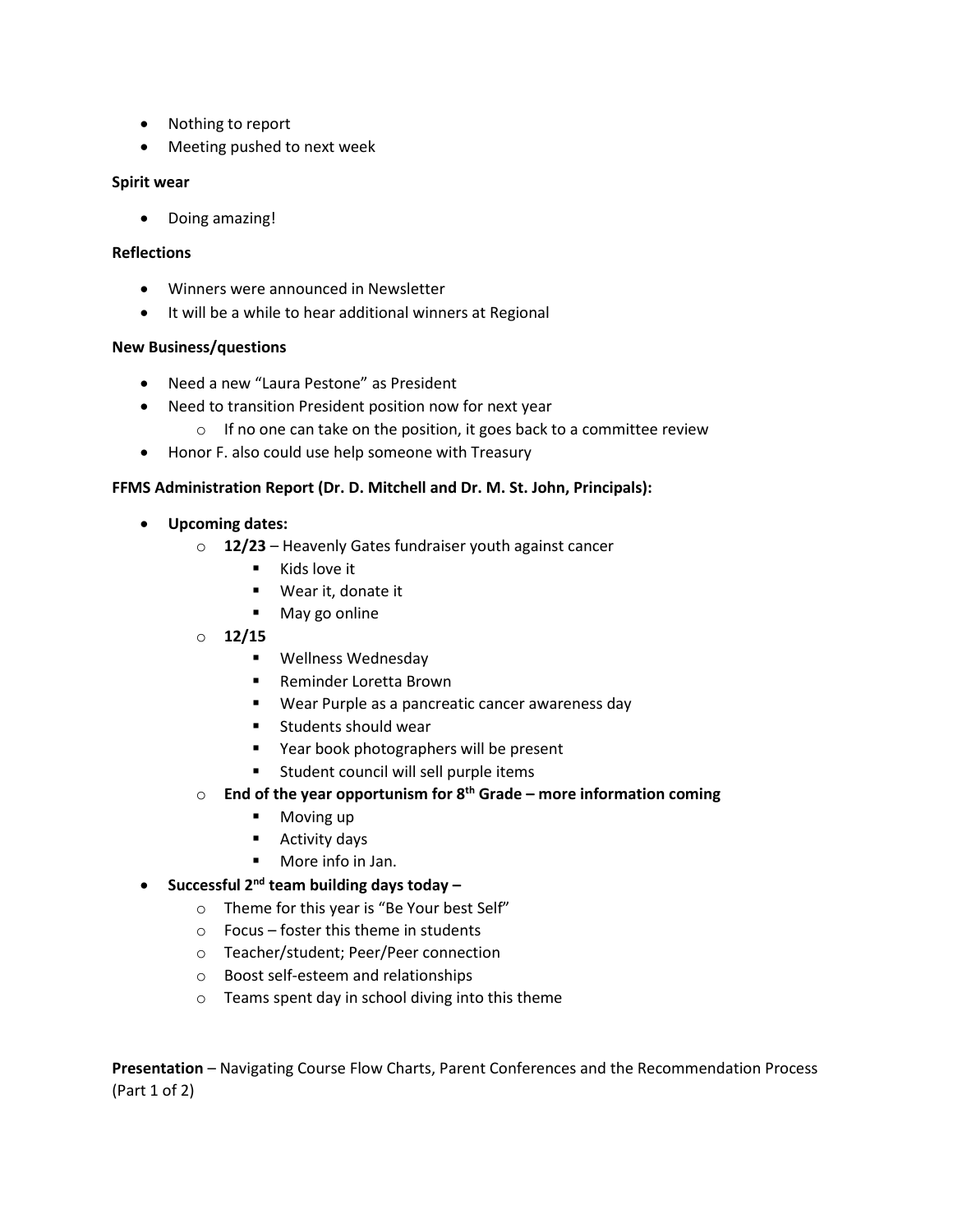- Nothing to report
- Meeting pushed to next week

**Spirit wear**

- Doing amazing!

**Reflections**

- Winners were announced in Newsletter
- It will be a while to hear additional winners at Regional

**New Business/questions**

- Need a new "Laura Pestone" as President
- Need to transition President position now for next year
    - If no one can take on the position, it goes back to a committee review
- Honor F. also could use help someone with Treasury

**FFMS Administration Report (Dr. D. Mitchell and Dr. M. St. John, Principals):**

- **Upcoming dates:**
    - **12/23** – Heavenly Gates fundraiser youth against cancer
        - Kids love it
        - Wear it, donate it
        - May go online
    - **12/15**
        - Wellness Wednesday
        - Reminder Loretta Brown
        - Wear Purple as a pancreatic cancer awareness day
        - Students should wear
        - Year book photographers will be present
        - Student council will sell purple items
    - **End of the year opportunism for 8th Grade – more information coming**
        - Moving up
        - Activity days
        - More info in Jan.
- **Successful 2nd team building days today –**
    - Theme for this year is "Be Your best Self"
    - Focus – foster this theme in students
    - Teacher/student; Peer/Peer connection
    - Boost self-esteem and relationships
    - Teams spent day in school diving into this theme

**Presentation** – Navigating Course Flow Charts, Parent Conferences and the Recommendation Process (Part 1 of 2)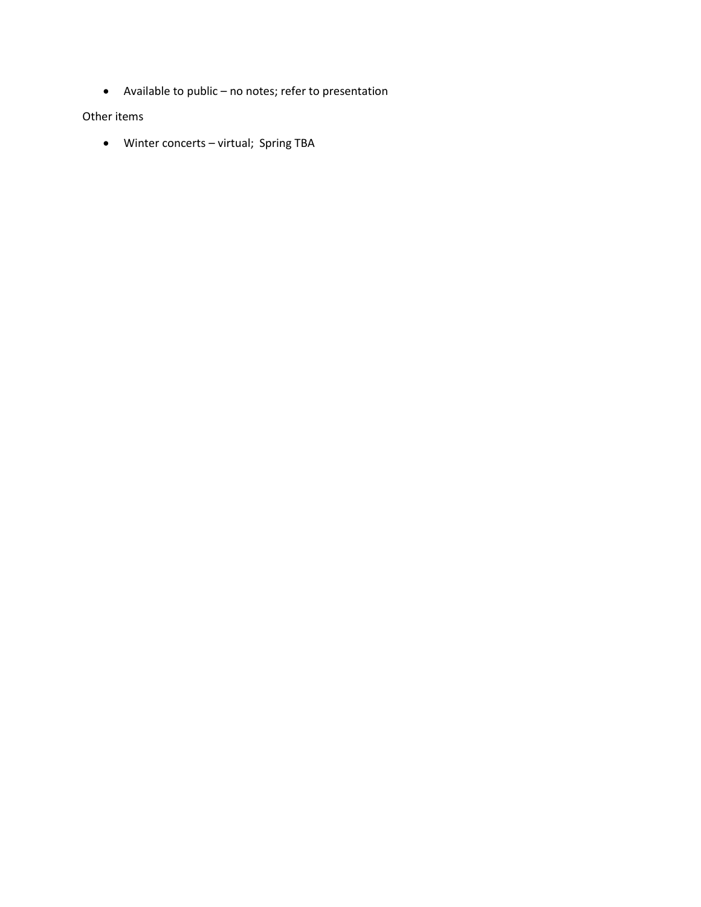- Available to public – no notes; refer to presentation

Other items

- Winter concerts – virtual;  Spring TBA